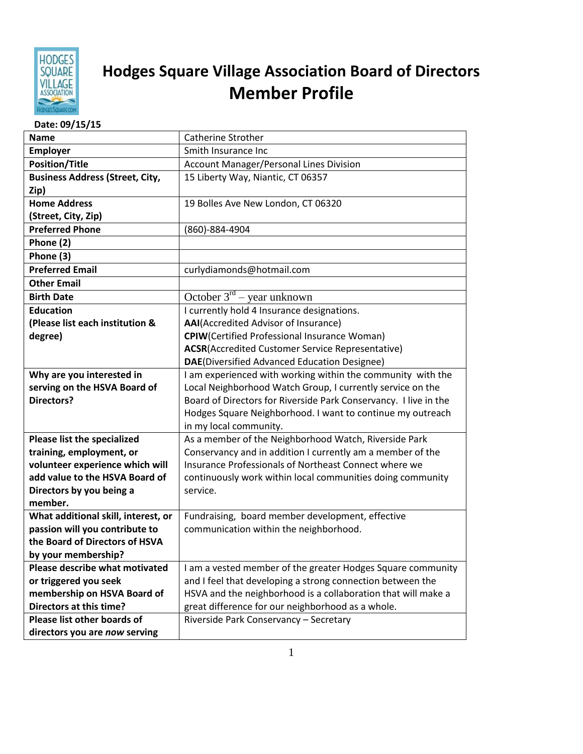# Hodges Square Village Association Board of Directors Member Profile

**Date: 09/15/15**

| **Name** | Catherine Strother |
|---|---|
| **Employer** | Smith Insurance Inc |
| **Position/Title** | Account Manager/Personal Lines Division |
| **Business Address (Street, City, Zip)** | 15 Liberty Way, Niantic, CT 06357 |
| **Home Address (Street, City, Zip)** | 19 Bolles Ave New London, CT 06320 |
| **Preferred Phone** | (860)-884-4904 |
| **Phone (2)** | |
| **Phone (3)** | |
| **Preferred Email** | curlydiamonds@hotmail.com |
| **Other Email** | |
| **Birth Date** | October 3rd – year unknown |
| **Education (Please list each institution & degree)** | I currently hold 4 Insurance designations.<br>**AAI**(Accredited Advisor of Insurance)<br>**CPIW**(Certified Professional Insurance Woman)<br>**ACSR**(Accredited Customer Service Representative)<br>**DAE**(Diversified Advanced Education Designee) |
| **Why are you interested in serving on the HSVA Board of Directors?** | I am experienced with working within the community with the Local Neighborhood Watch Group, I currently service on the Board of Directors for Riverside Park Conservancy. I live in the Hodges Square Neighborhood. I want to continue my outreach in my local community. |
| **Please list the specialized training, employment, or volunteer experience which will add value to the HSVA Board of Directors by you being a member.** | As a member of the Neighborhood Watch, Riverside Park Conservancy and in addition I currently am a member of the Insurance Professionals of Northeast Connect where we continuously work within local communities doing community service. |
| **What additional skill, interest, or passion will you contribute to the Board of Directors of HSVA by your membership?** | Fundraising, board member development, effective communication within the neighborhood. |
| **Please describe what motivated or triggered you seek membership on HSVA Board of Directors at this time?** | I am a vested member of the greater Hodges Square community and I feel that developing a strong connection between the HSVA and the neighborhood is a collaboration that will make a great difference for our neighborhood as a whole. |
| **Please list other boards of directors you are *now* serving** | Riverside Park Conservancy – Secretary |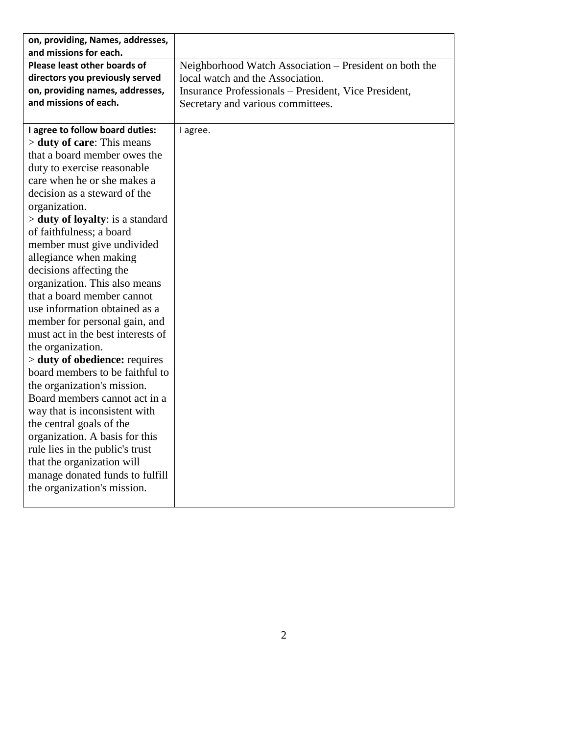| | |
|---|---|
| **on, providing, Names, addresses, and missions for each.** | |
| **Please least other boards of directors you previously served on, providing names, addresses, and missions of each.** | Neighborhood Watch Association – President on both the local watch and the Association.<br>Insurance Professionals – President, Vice President, Secretary and various committees. |
| **I agree to follow board duties:**<br>> **duty of care**: This means that a board member owes the duty to exercise reasonable care when he or she makes a decision as a steward of the organization.<br>> **duty of loyalty**: is a standard of faithfulness; a board member must give undivided allegiance when making decisions affecting the organization. This also means that a board member cannot use information obtained as a member for personal gain, and must act in the best interests of the organization.<br>> **duty of obedience:** requires board members to be faithful to the organization's mission. Board members cannot act in a way that is inconsistent with the central goals of the organization. A basis for this rule lies in the public's trust that the organization will manage donated funds to fulfill the organization's mission. | I agree. |